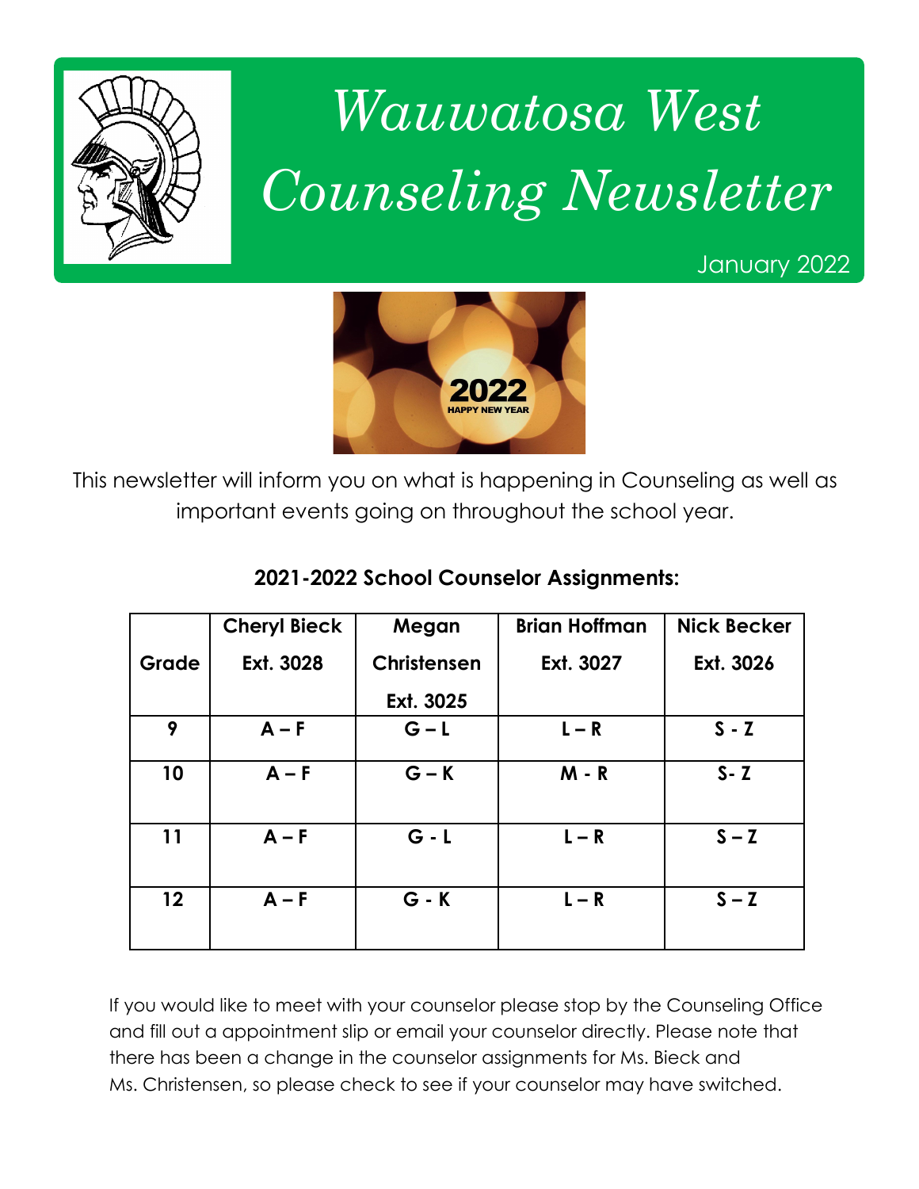# *Wauwatosa West Counseling Newsletter*

January 2022

This newsletter will inform you on what is happening in Counseling as well as important events going on throughout the school year.

## 2021-2022 School Counselor Assignments:

| Grade | Cheryl Bieck Ext. 3028 | Megan Christensen Ext. 3025 | Brian Hoffman Ext. 3027 | Nick Becker Ext. 3026 |
|---|---|---|---|---|
| 9 | A – F | G – L | L – R | S - Z |
| 10 | A – F | G – K | M - R | S- Z |
| 11 | A – F | G - L | L – R | S – Z |
| 12 | A – F | G - K | L – R | S – Z |

If you would like to meet with your counselor please stop by the Counseling Office and fill out a appointment slip or email your counselor directly. Please note that there has been a change in the counselor assignments for Ms. Bieck and Ms. Christensen, so please check to see if your counselor may have switched.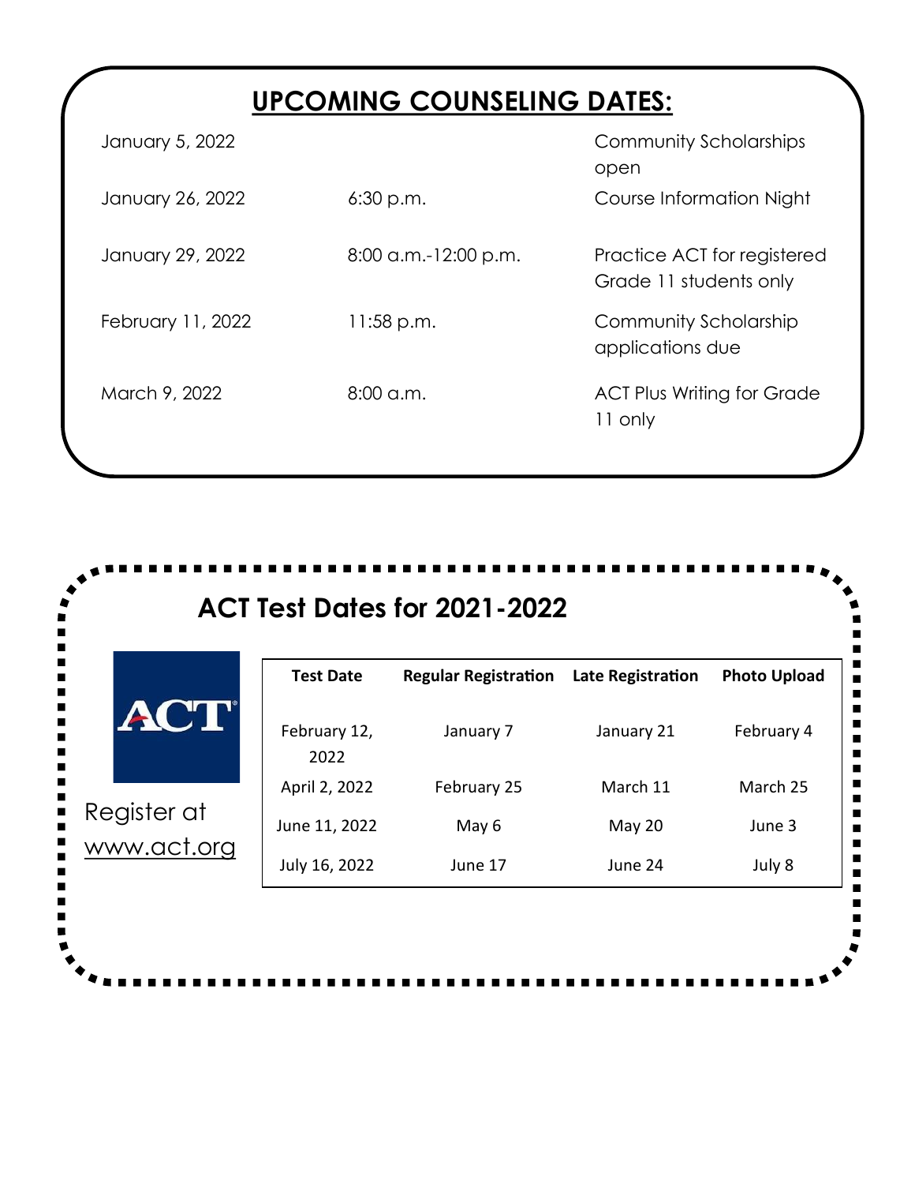## UPCOMING COUNSELING DATES:

| | | |
|---|---|---|
| January 5, 2022 | | Community Scholarships open |
| January 26, 2022 | 6:30 p.m. | Course Information Night |
| January 29, 2022 | 8:00 a.m.-12:00 p.m. | Practice ACT for registered Grade 11 students only |
| February 11, 2022 | 11:58 p.m. | Community Scholarship applications due |
| March 9, 2022 | 8:00 a.m. | ACT Plus Writing for Grade 11 only |

## ACT Test Dates for 2021-2022

ACT

Register at www.act.org

| Test Date | Regular Registration | Late Registration | Photo Upload |
|---|---|---|---|
| February 12, 2022 | January 7 | January 21 | February 4 |
| April 2, 2022 | February 25 | March 11 | March 25 |
| June 11, 2022 | May 6 | May 20 | June 3 |
| July 16, 2022 | June 17 | June 24 | July 8 |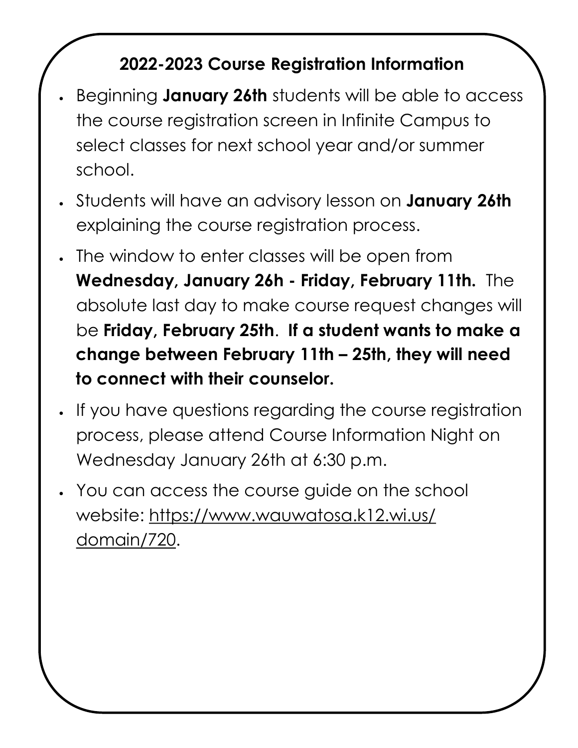## 2022-2023 Course Registration Information

- Beginning **January 26th** students will be able to access the course registration screen in Infinite Campus to select classes for next school year and/or summer school.
- Students will have an advisory lesson on **January 26th** explaining the course registration process.
- The window to enter classes will be open from **Wednesday, January 26h - Friday, February 11th.** The absolute last day to make course request changes will be **Friday, February 25th**. **If a student wants to make a change between February 11th – 25th, they will need to connect with their counselor.**
- If you have questions regarding the course registration process, please attend Course Information Night on Wednesday January 26th at 6:30 p.m.
- You can access the course guide on the school website: [https://www.wauwatosa.k12.wi.us/domain/720](https://www.wauwatosa.k12.wi.us/domain/720).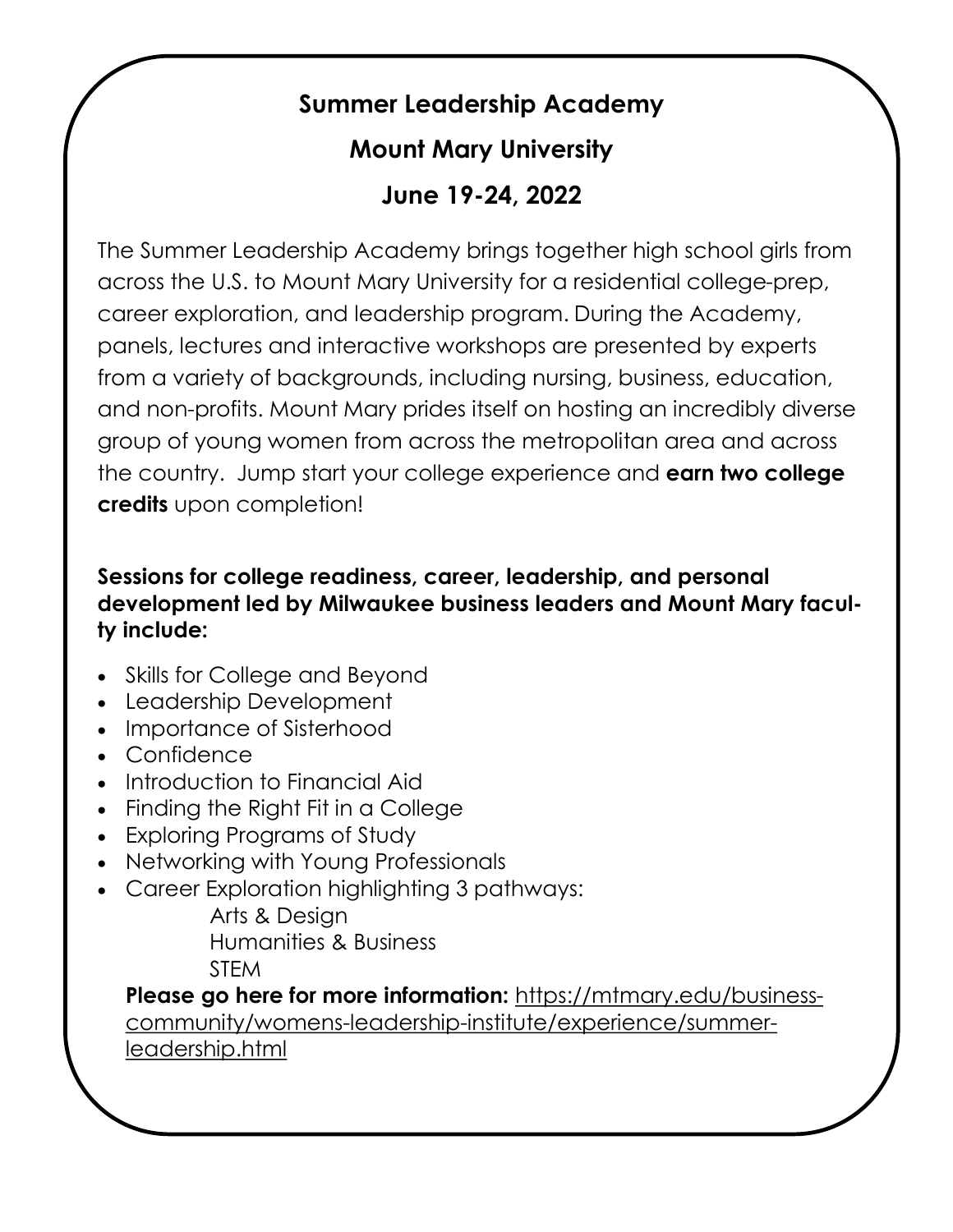# Summary Leadership Academy

## Summer Leadership Academy

## Mount Mary University

## June 19-24, 2022

The Summer Leadership Academy brings together high school girls from across the U.S. to Mount Mary University for a residential college-prep, career exploration, and leadership program. During the Academy, panels, lectures and interactive workshops are presented by experts from a variety of backgrounds, including nursing, business, education, and non-profits. Mount Mary prides itself on hosting an incredibly diverse group of young women from across the metropolitan area and across the country. Jump start your college experience and **earn two college credits** upon completion!

**Sessions for college readiness, career, leadership, and personal development led by Milwaukee business leaders and Mount Mary faculty include:**

- Skills for College and Beyond
- Leadership Development
- Importance of Sisterhood
- Confidence
- Introduction to Financial Aid
- Finding the Right Fit in a College
- Exploring Programs of Study
- Networking with Young Professionals
- Career Exploration highlighting 3 pathways:
  - Arts & Design
  - Humanities & Business
  - STEM

**Please go here for more information:** https://mtmary.edu/business-community/womens-leadership-institute/experience/summer-leadership.html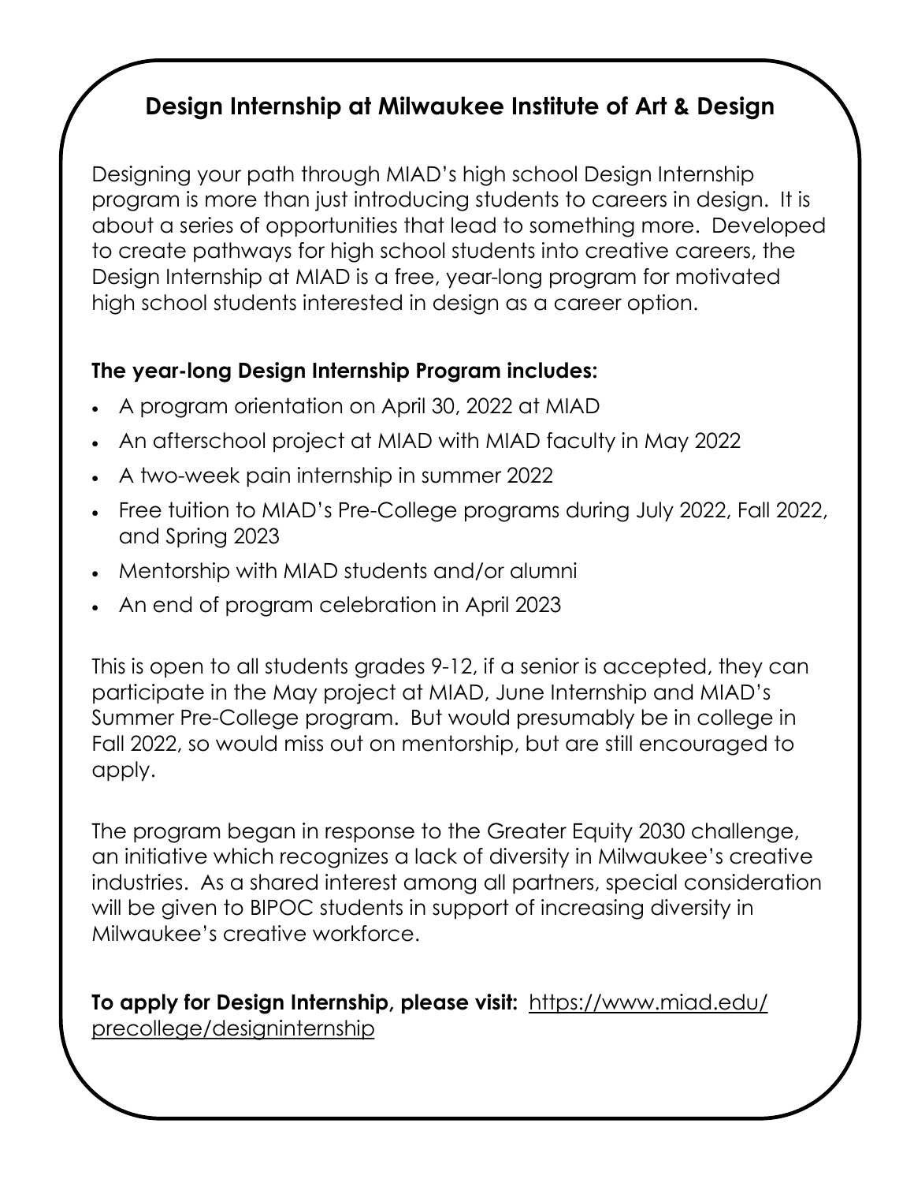## Design Internship at Milwaukee Institute of Art & Design

Designing your path through MIAD's high school Design Internship program is more than just introducing students to careers in design. It is about a series of opportunities that lead to something more. Developed to create pathways for high school students into creative careers, the Design Internship at MIAD is a free, year-long program for motivated high school students interested in design as a career option.

**The year-long Design Internship Program includes:**

- A program orientation on April 30, 2022 at MIAD
- An afterschool project at MIAD with MIAD faculty in May 2022
- A two-week pain internship in summer 2022
- Free tuition to MIAD's Pre-College programs during July 2022, Fall 2022, and Spring 2023
- Mentorship with MIAD students and/or alumni
- An end of program celebration in April 2023

This is open to all students grades 9-12, if a senior is accepted, they can participate in the May project at MIAD, June Internship and MIAD's Summer Pre-College program. But would presumably be in college in Fall 2022, so would miss out on mentorship, but are still encouraged to apply.

The program began in response to the Greater Equity 2030 challenge, an initiative which recognizes a lack of diversity in Milwaukee's creative industries. As a shared interest among all partners, special consideration will be given to BIPOC students in support of increasing diversity in Milwaukee's creative workforce.

**To apply for Design Internship, please visit:** https://www.miad.edu/precollege/designinternship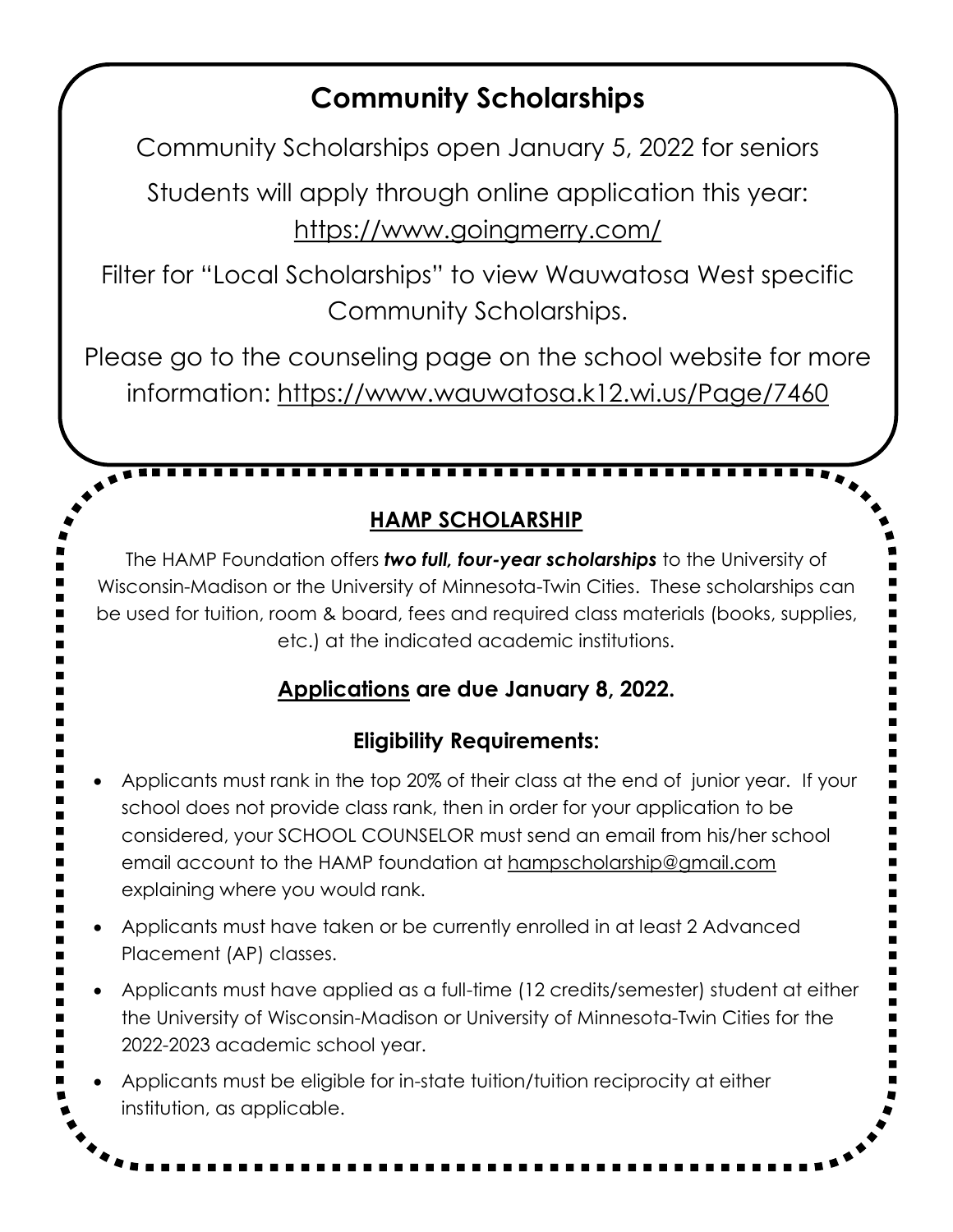## Community Scholarships

Community Scholarships open January 5, 2022 for seniors

Students will apply through online application this year: https://www.goingmerry.com/

Filter for "Local Scholarships" to view Wauwatosa West specific Community Scholarships.

Please go to the counseling page on the school website for more information: https://www.wauwatosa.k12.wi.us/Page/7460

## HAMP SCHOLARSHIP

The HAMP Foundation offers ***two full, four-year scholarships*** to the University of Wisconsin-Madison or the University of Minnesota-Twin Cities. These scholarships can be used for tuition, room & board, fees and required class materials (books, supplies, etc.) at the indicated academic institutions.

### Applications are due January 8, 2022.

### Eligibility Requirements:

- Applicants must rank in the top 20% of their class at the end of junior year. If your school does not provide class rank, then in order for your application to be considered, your SCHOOL COUNSELOR must send an email from his/her school email account to the HAMP foundation at hampscholarship@gmail.com explaining where you would rank.
- Applicants must have taken or be currently enrolled in at least 2 Advanced Placement (AP) classes.
- Applicants must have applied as a full-time (12 credits/semester) student at either the University of Wisconsin-Madison or University of Minnesota-Twin Cities for the 2022-2023 academic school year.
- Applicants must be eligible for in-state tuition/tuition reciprocity at either institution, as applicable.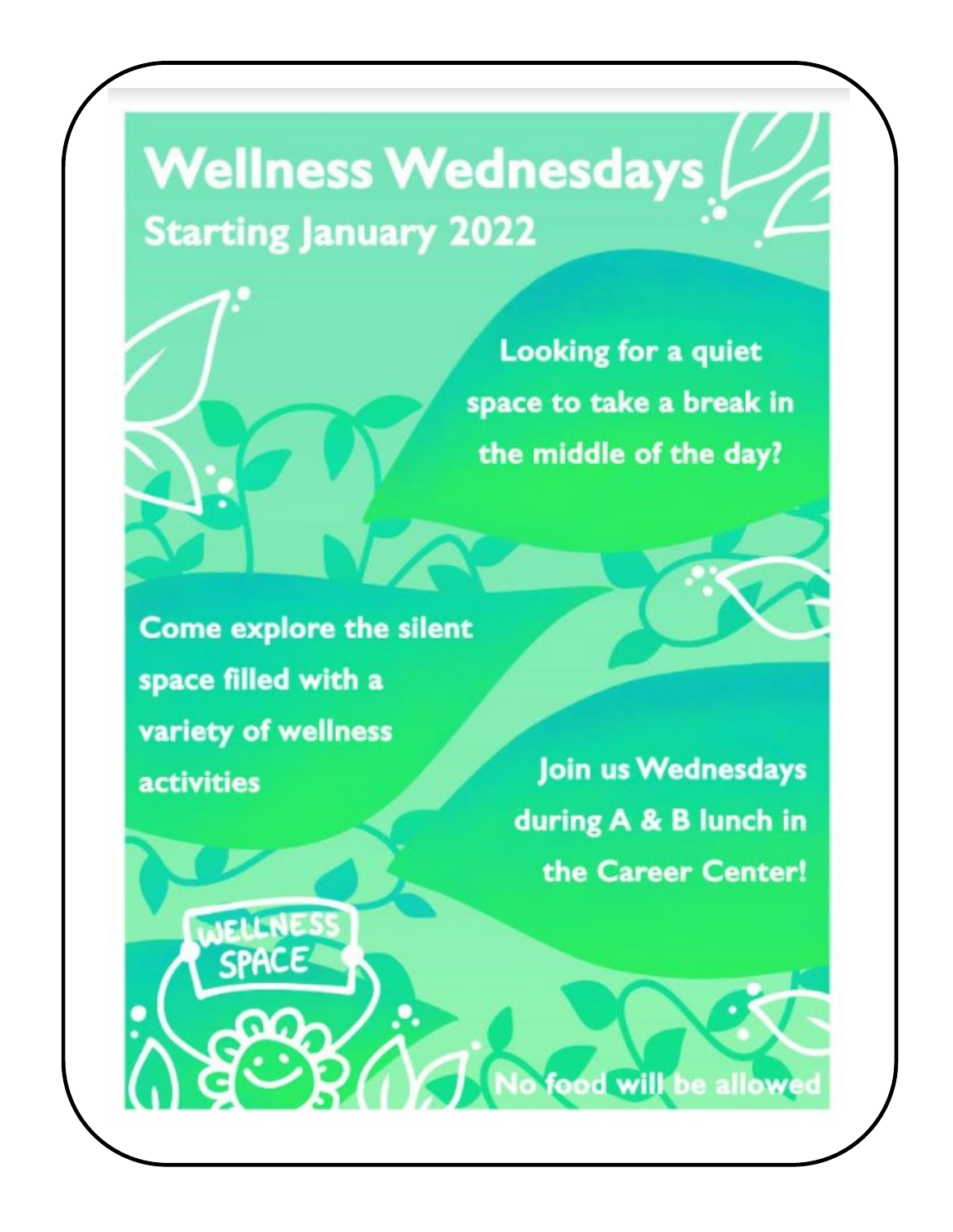# Wellness Wednesdays

## Starting January 2022

Looking for a quiet space to take a break in the middle of the day?

Come explore the silent space filled with a variety of wellness activities

Join us Wednesdays during A & B lunch in the Career Center!

WELLNESS SPACE

No food will be allowed